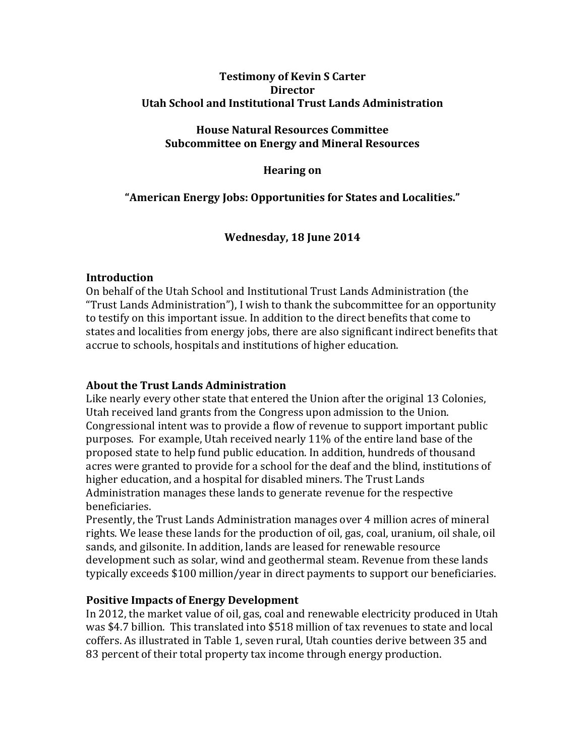**Testimony of Kevin S Carter**
**Director**
**Utah School and Institutional Trust Lands Administration**

**House Natural Resources Committee**
**Subcommittee on Energy and Mineral Resources**

**Hearing on**

**"American Energy Jobs: Opportunities for States and Localities."**

**Wednesday, 18 June 2014**

## Introduction

On behalf of the Utah School and Institutional Trust Lands Administration (the "Trust Lands Administration"), I wish to thank the subcommittee for an opportunity to testify on this important issue. In addition to the direct benefits that come to states and localities from energy jobs, there are also significant indirect benefits that accrue to schools, hospitals and institutions of higher education.

## About the Trust Lands Administration

Like nearly every other state that entered the Union after the original 13 Colonies, Utah received land grants from the Congress upon admission to the Union. Congressional intent was to provide a flow of revenue to support important public purposes. For example, Utah received nearly 11% of the entire land base of the proposed state to help fund public education. In addition, hundreds of thousand acres were granted to provide for a school for the deaf and the blind, institutions of higher education, and a hospital for disabled miners. The Trust Lands Administration manages these lands to generate revenue for the respective beneficiaries.

Presently, the Trust Lands Administration manages over 4 million acres of mineral rights. We lease these lands for the production of oil, gas, coal, uranium, oil shale, oil sands, and gilsonite. In addition, lands are leased for renewable resource development such as solar, wind and geothermal steam. Revenue from these lands typically exceeds $100 million/year in direct payments to support our beneficiaries.

## Positive Impacts of Energy Development

In 2012, the market value of oil, gas, coal and renewable electricity produced in Utah was $4.7 billion. This translated into $518 million of tax revenues to state and local coffers. As illustrated in Table 1, seven rural, Utah counties derive between 35 and 83 percent of their total property tax income through energy production.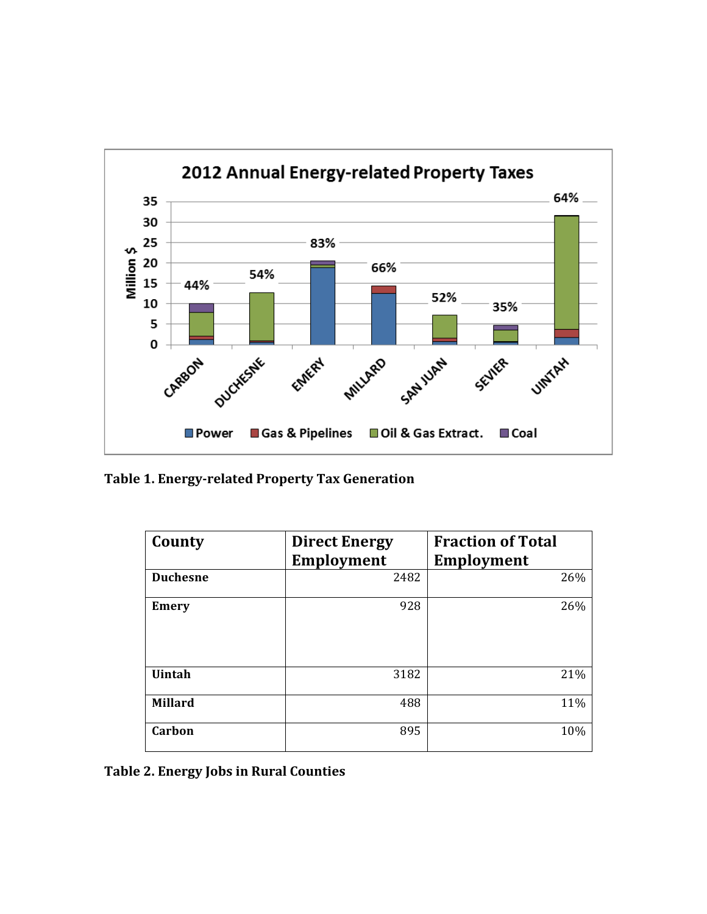**Table 1. Energy-related Property Tax Generation**

| County | Direct Energy Employment | Fraction of Total Employment |
|---|---|---|
| **Duchesne** | 2482 | 26% |
| **Emery** | 928 | 26% |
| **Uintah** | 3182 | 21% |
| **Millard** | 488 | 11% |
| **Carbon** | 895 | 10% |

**Table 2. Energy Jobs in Rural Counties**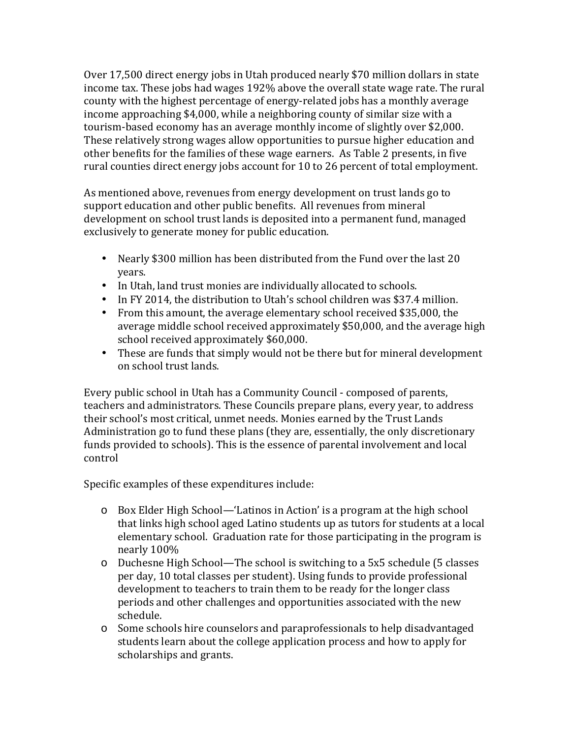Over 17,500 direct energy jobs in Utah produced nearly $70 million dollars in state income tax. These jobs had wages 192% above the overall state wage rate. The rural county with the highest percentage of energy-related jobs has a monthly average income approaching $4,000, while a neighboring county of similar size with a tourism-based economy has an average monthly income of slightly over $2,000. These relatively strong wages allow opportunities to pursue higher education and other benefits for the families of these wage earners. As Table 2 presents, in five rural counties direct energy jobs account for 10 to 26 percent of total employment.

As mentioned above, revenues from energy development on trust lands go to support education and other public benefits. All revenues from mineral development on school trust lands is deposited into a permanent fund, managed exclusively to generate money for public education.

- Nearly $300 million has been distributed from the Fund over the last 20 years.
- In Utah, land trust monies are individually allocated to schools.
- In FY 2014, the distribution to Utah's school children was $37.4 million.
- From this amount, the average elementary school received $35,000, the average middle school received approximately $50,000, and the average high school received approximately $60,000.
- These are funds that simply would not be there but for mineral development on school trust lands.

Every public school in Utah has a Community Council - composed of parents, teachers and administrators. These Councils prepare plans, every year, to address their school's most critical, unmet needs. Monies earned by the Trust Lands Administration go to fund these plans (they are, essentially, the only discretionary funds provided to schools). This is the essence of parental involvement and local control

Specific examples of these expenditures include:

- Box Elder High School—'Latinos in Action' is a program at the high school that links high school aged Latino students up as tutors for students at a local elementary school. Graduation rate for those participating in the program is nearly 100%
- Duchesne High School—The school is switching to a 5x5 schedule (5 classes per day, 10 total classes per student). Using funds to provide professional development to teachers to train them to be ready for the longer class periods and other challenges and opportunities associated with the new schedule.
- Some schools hire counselors and paraprofessionals to help disadvantaged students learn about the college application process and how to apply for scholarships and grants.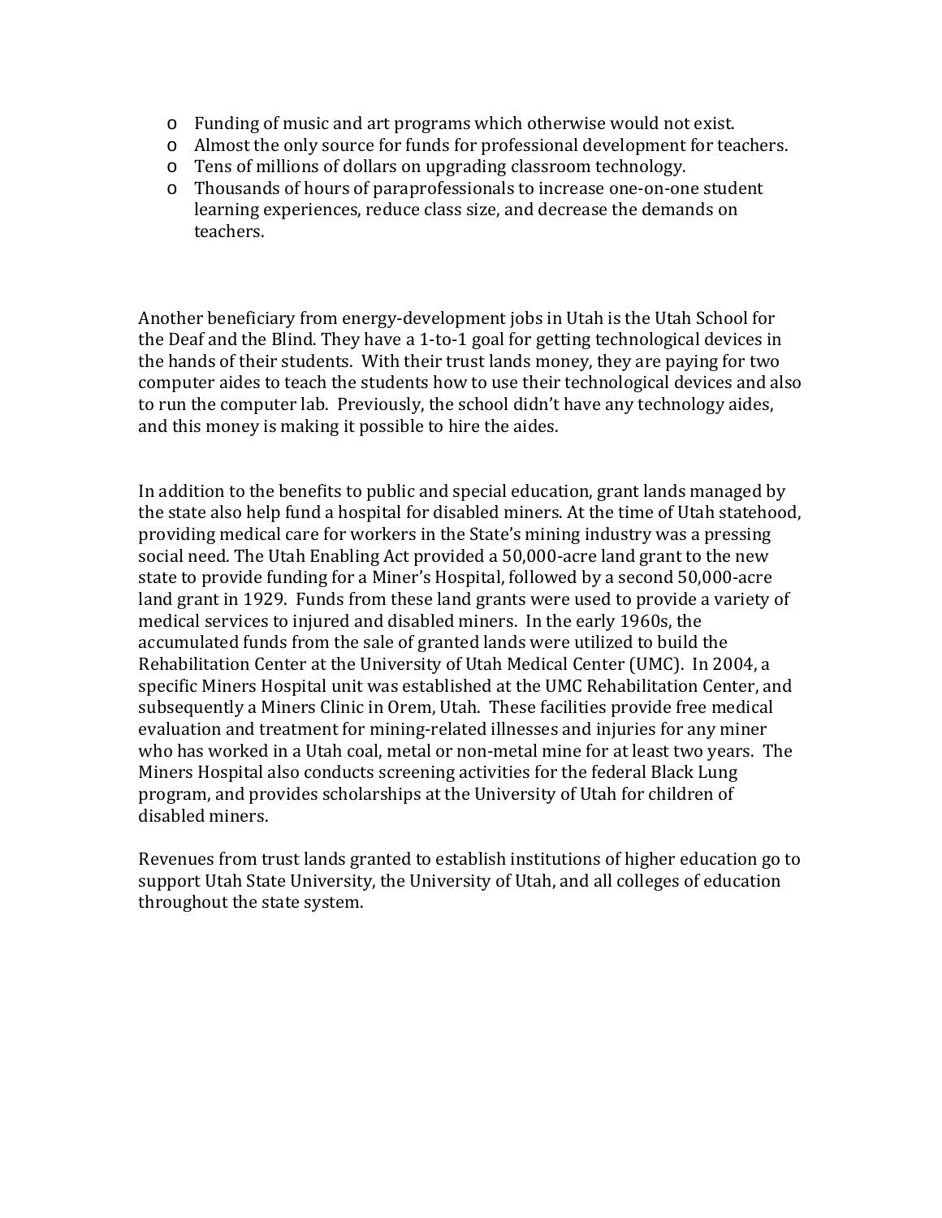- Funding of music and art programs which otherwise would not exist.
- Almost the only source for funds for professional development for teachers.
- Tens of millions of dollars on upgrading classroom technology.
- Thousands of hours of paraprofessionals to increase one-on-one student learning experiences, reduce class size, and decrease the demands on teachers.

Another beneficiary from energy-development jobs in Utah is the Utah School for the Deaf and the Blind. They have a 1-to-1 goal for getting technological devices in the hands of their students. With their trust lands money, they are paying for two computer aides to teach the students how to use their technological devices and also to run the computer lab. Previously, the school didn't have any technology aides, and this money is making it possible to hire the aides.

In addition to the benefits to public and special education, grant lands managed by the state also help fund a hospital for disabled miners. At the time of Utah statehood, providing medical care for workers in the State's mining industry was a pressing social need. The Utah Enabling Act provided a 50,000-acre land grant to the new state to provide funding for a Miner's Hospital, followed by a second 50,000-acre land grant in 1929. Funds from these land grants were used to provide a variety of medical services to injured and disabled miners. In the early 1960s, the accumulated funds from the sale of granted lands were utilized to build the Rehabilitation Center at the University of Utah Medical Center (UMC). In 2004, a specific Miners Hospital unit was established at the UMC Rehabilitation Center, and subsequently a Miners Clinic in Orem, Utah. These facilities provide free medical evaluation and treatment for mining-related illnesses and injuries for any miner who has worked in a Utah coal, metal or non-metal mine for at least two years. The Miners Hospital also conducts screening activities for the federal Black Lung program, and provides scholarships at the University of Utah for children of disabled miners.

Revenues from trust lands granted to establish institutions of higher education go to support Utah State University, the University of Utah, and all colleges of education throughout the state system.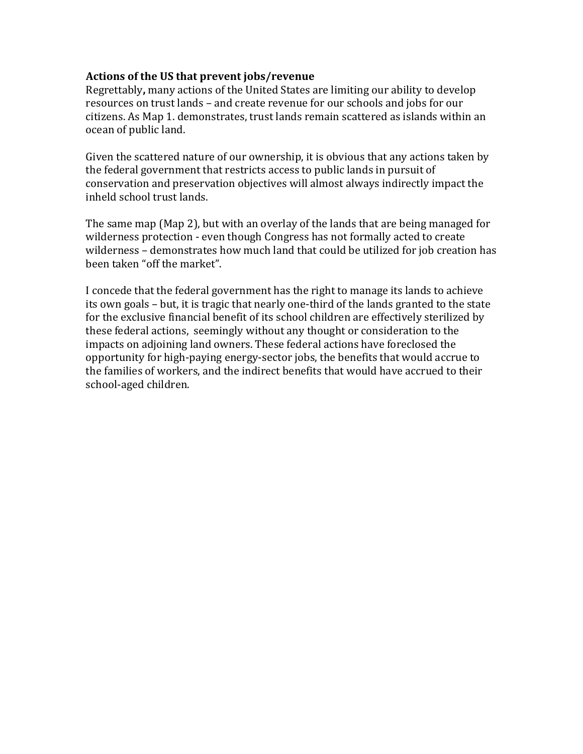**Actions of the US that prevent jobs/revenue**

Regrettably**,** many actions of the United States are limiting our ability to develop resources on trust lands – and create revenue for our schools and jobs for our citizens. As Map 1. demonstrates, trust lands remain scattered as islands within an ocean of public land.

Given the scattered nature of our ownership, it is obvious that any actions taken by the federal government that restricts access to public lands in pursuit of conservation and preservation objectives will almost always indirectly impact the inheld school trust lands.

The same map (Map 2), but with an overlay of the lands that are being managed for wilderness protection - even though Congress has not formally acted to create wilderness – demonstrates how much land that could be utilized for job creation has been taken "off the market".

I concede that the federal government has the right to manage its lands to achieve its own goals – but, it is tragic that nearly one-third of the lands granted to the state for the exclusive financial benefit of its school children are effectively sterilized by these federal actions, seemingly without any thought or consideration to the impacts on adjoining land owners. These federal actions have foreclosed the opportunity for high-paying energy-sector jobs, the benefits that would accrue to the families of workers, and the indirect benefits that would have accrued to their school-aged children.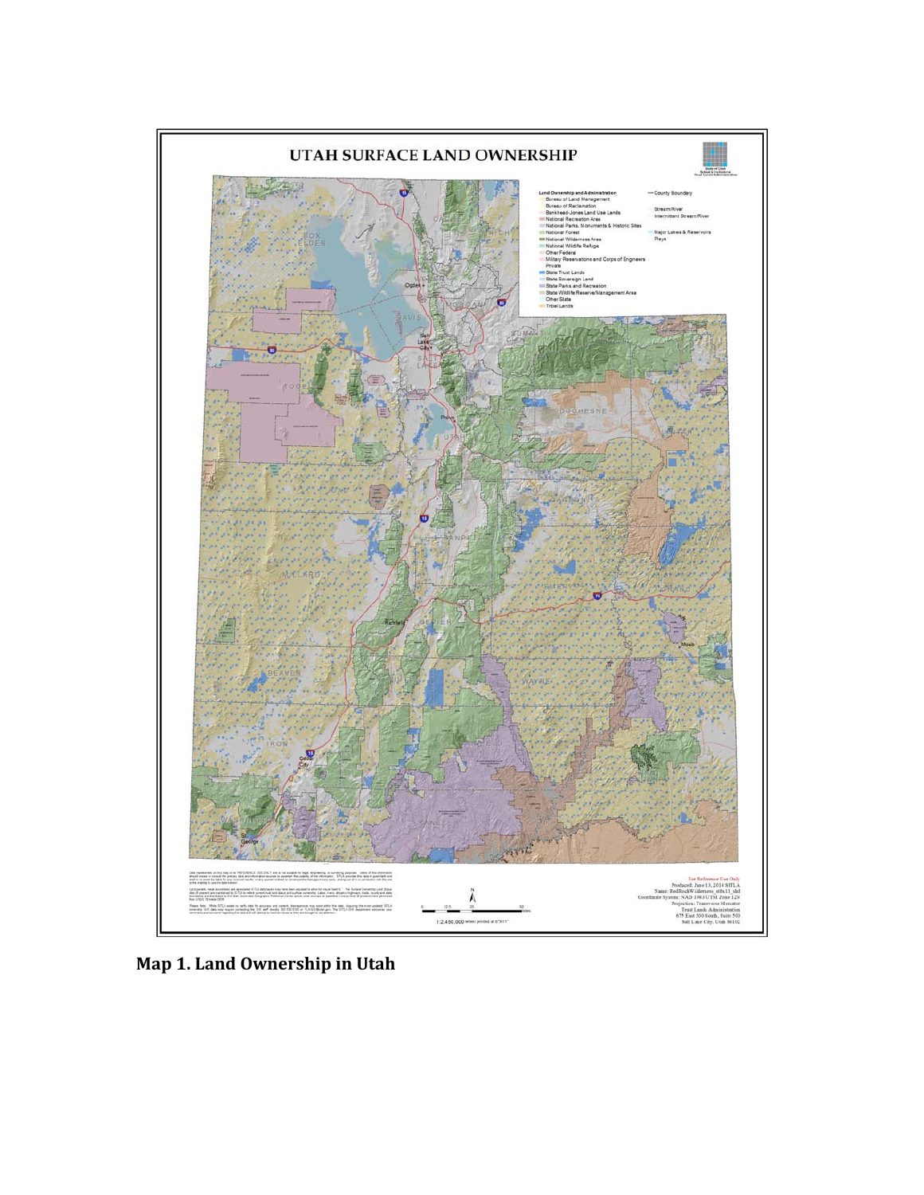**Map 1. Land Ownership in Utah**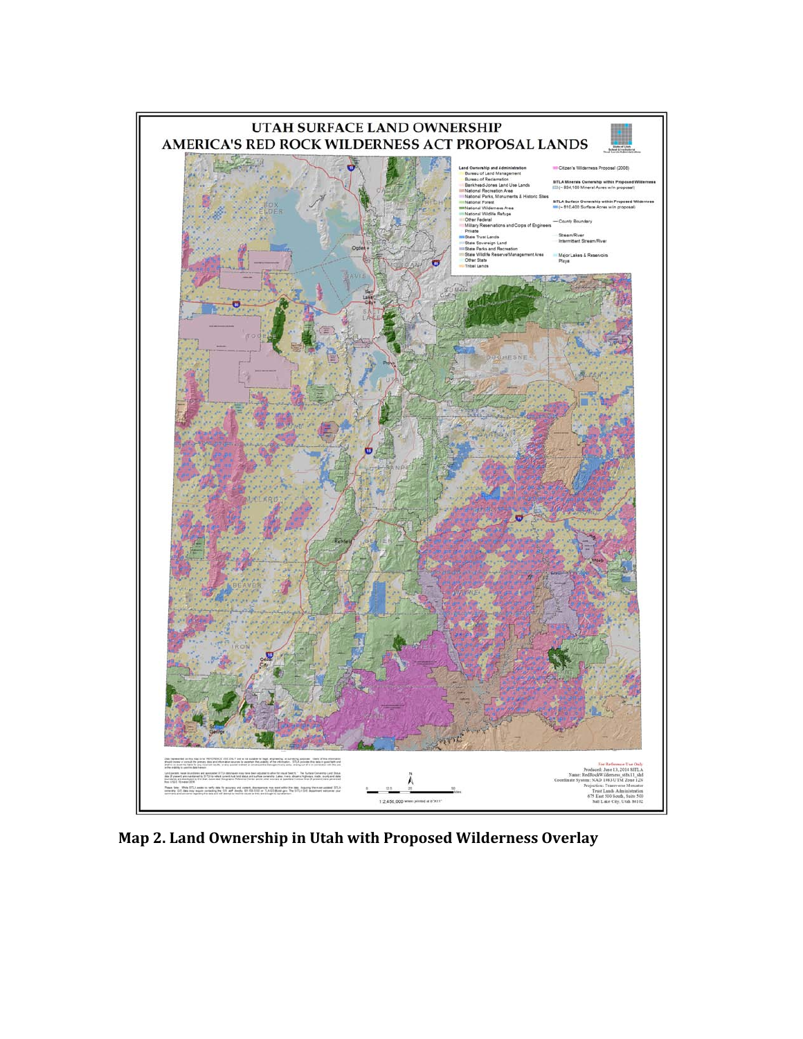**Map 2. Land Ownership in Utah with Proposed Wilderness Overlay**